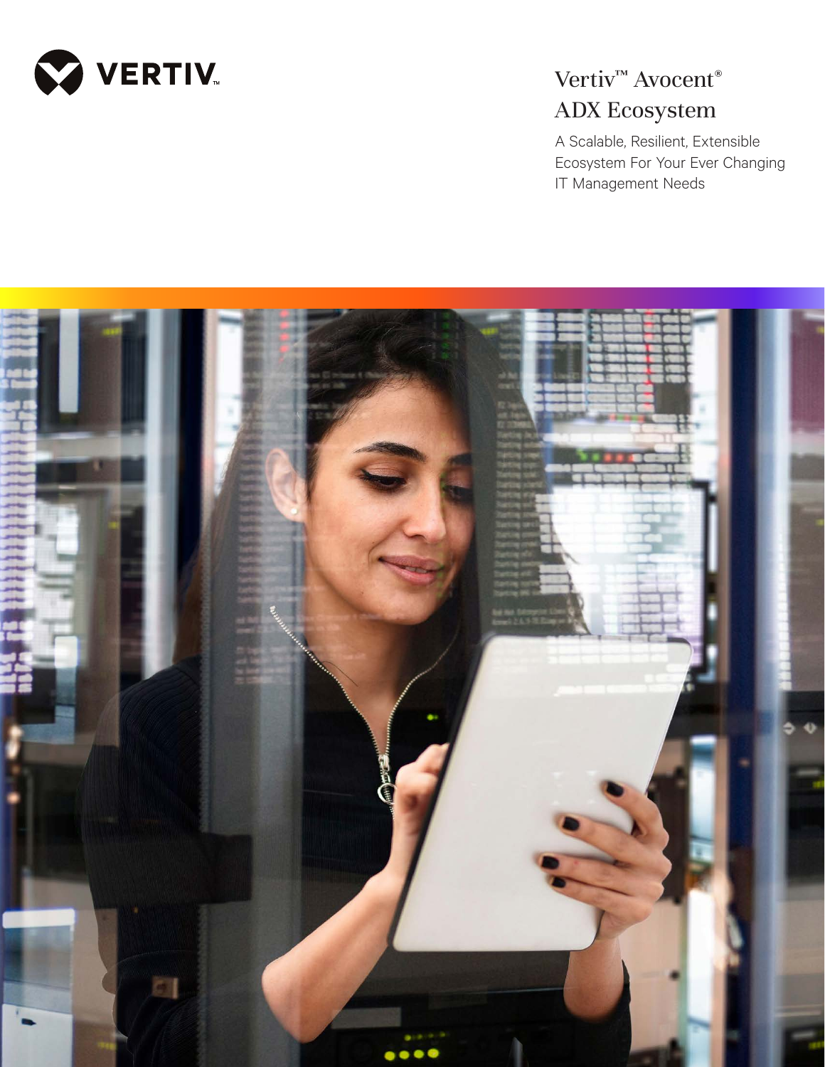VERTIV

# Vertiv™ Avocent® ADX Ecosystem

A Scalable, Resilient, Extensible Ecosystem For Your Ever Changing IT Management Needs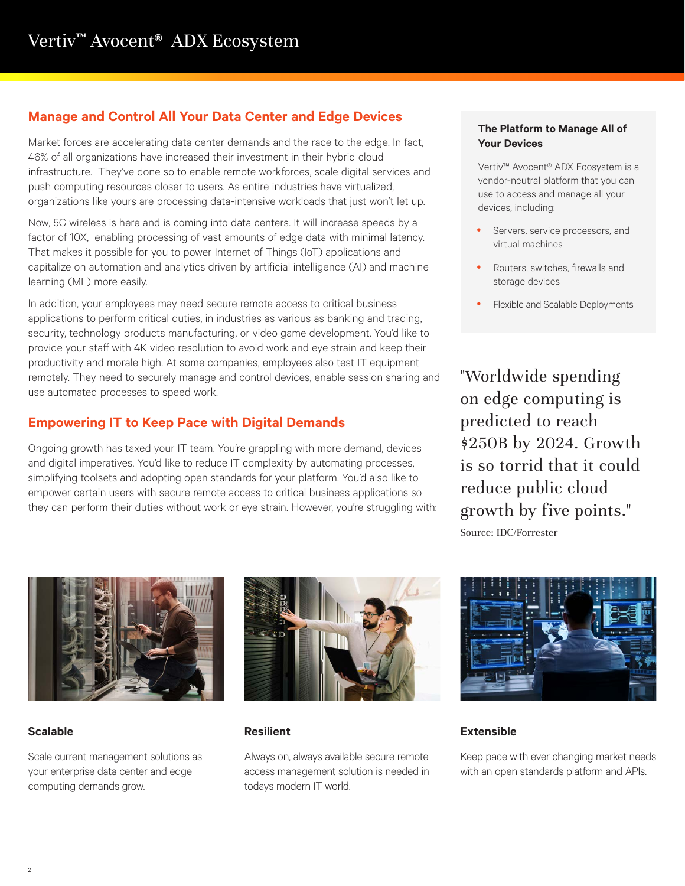## Manage and Control All Your Data Center and Edge Devices

Market forces are accelerating data center demands and the race to the edge. In fact, 46% of all organizations have increased their investment in their hybrid cloud infrastructure. They've done so to enable remote workforces, scale digital services and push computing resources closer to users. As entire industries have virtualized, organizations like yours are processing data-intensive workloads that just won't let up.

Now, 5G wireless is here and is coming into data centers. It will increase speeds by a factor of 10X, enabling processing of vast amounts of edge data with minimal latency. That makes it possible for you to power Internet of Things (IoT) applications and capitalize on automation and analytics driven by artificial intelligence (AI) and machine learning (ML) more easily.

In addition, your employees may need secure remote access to critical business applications to perform critical duties, in industries as various as banking and trading, security, technology products manufacturing, or video game development. You'd like to provide your staff with 4K video resolution to avoid work and eye strain and keep their productivity and morale high. At some companies, employees also test IT equipment remotely. They need to securely manage and control devices, enable session sharing and use automated processes to speed work.

## Empowering IT to Keep Pace with Digital Demands

Ongoing growth has taxed your IT team. You're grappling with more demand, devices and digital imperatives. You'd like to reduce IT complexity by automating processes, simplifying toolsets and adopting open standards for your platform. You'd also like to empower certain users with secure remote access to critical business applications so they can perform their duties without work or eye strain. However, you're struggling with:

### The Platform to Manage All of Your Devices

Vertiv™ Avocent® ADX Ecosystem is a vendor-neutral platform that you can use to access and manage all your devices, including:

- Servers, service processors, and virtual machines
- Routers, switches, firewalls and storage devices
- Flexible and Scalable Deployments

"Worldwide spending on edge computing is predicted to reach $250B by 2024. Growth is so torrid that it could reduce public cloud growth by five points."

Source: IDC/Forrester

### Scalable

Scale current management solutions as your enterprise data center and edge computing demands grow.

### Resilient

Always on, always available secure remote access management solution is needed in todays modern IT world.

### Extensible

Keep pace with ever changing market needs with an open standards platform and APIs.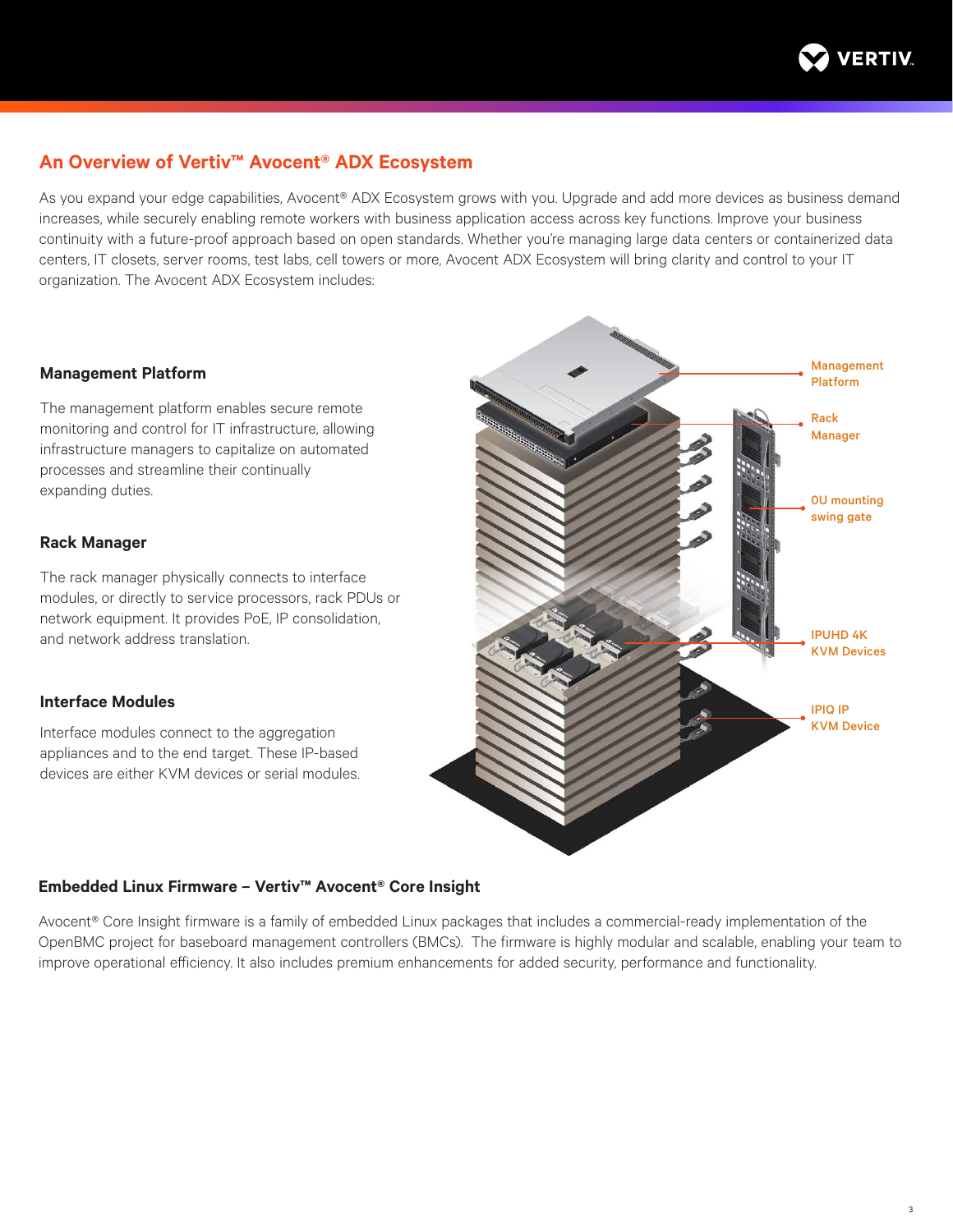## An Overview of Vertiv™ Avocent® ADX Ecosystem

As you expand your edge capabilities, Avocent® ADX Ecosystem grows with you. Upgrade and add more devices as business demand increases, while securely enabling remote workers with business application access across key functions. Improve your business continuity with a future-proof approach based on open standards. Whether you're managing large data centers or containerized data centers, IT closets, server rooms, test labs, cell towers or more, Avocent ADX Ecosystem will bring clarity and control to your IT organization. The Avocent ADX Ecosystem includes:

### Management Platform

The management platform enables secure remote monitoring and control for IT infrastructure, allowing infrastructure managers to capitalize on automated processes and streamline their continually expanding duties.

### Rack Manager

The rack manager physically connects to interface modules, or directly to service processors, rack PDUs or network equipment. It provides PoE, IP consolidation, and network address translation.

### Interface Modules

Interface modules connect to the aggregation appliances and to the end target. These IP-based devices are either KVM devices or serial modules.

Management Platform

Rack Manager

0U mounting swing gate

IPUHD 4K KVM Devices

IPIQ IP KVM Device

### Embedded Linux Firmware – Vertiv™ Avocent® Core Insight

Avocent® Core Insight firmware is a family of embedded Linux packages that includes a commercial-ready implementation of the OpenBMC project for baseboard management controllers (BMCs). The firmware is highly modular and scalable, enabling your team to improve operational efficiency. It also includes premium enhancements for added security, performance and functionality.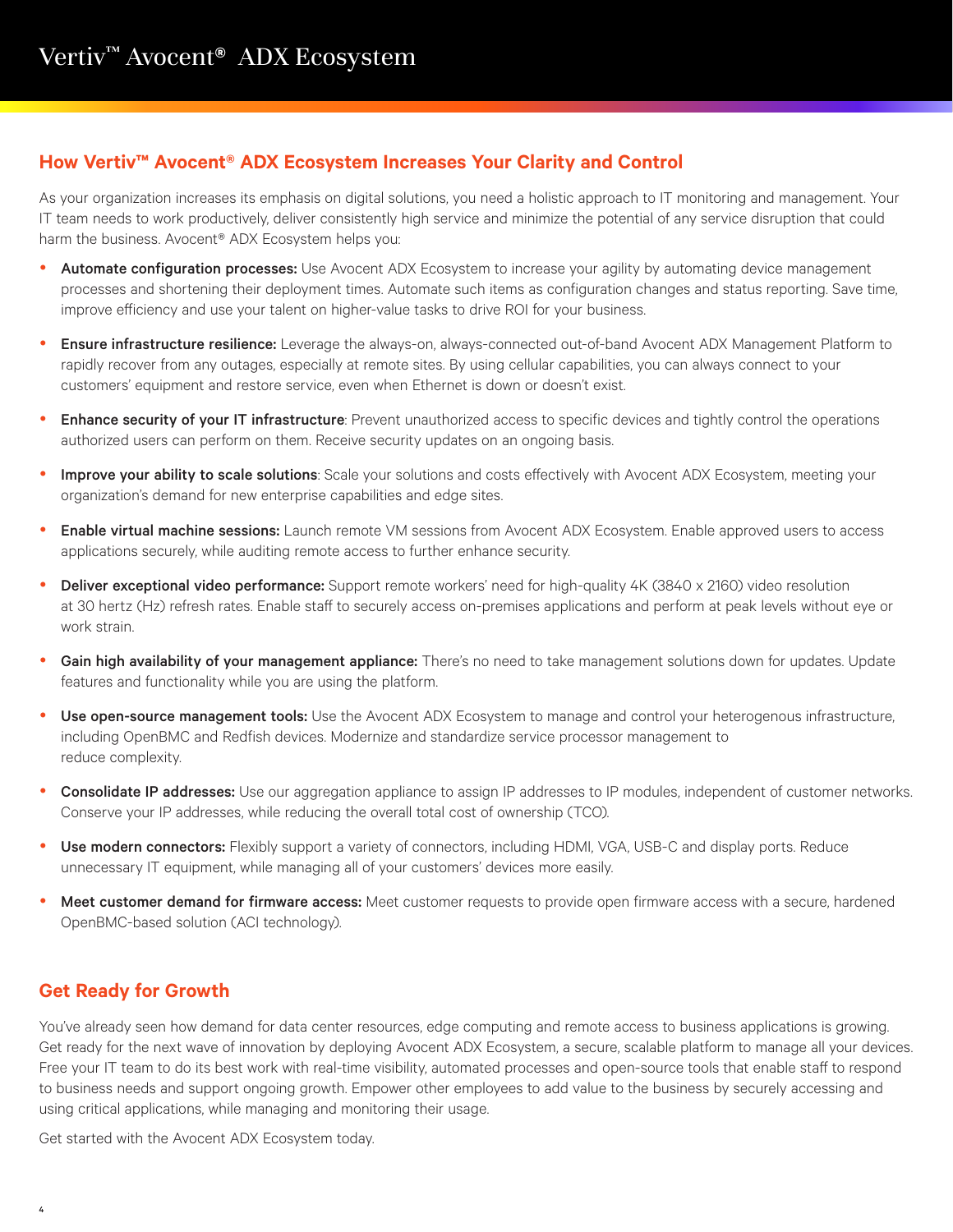# Vertiv™ Avocent® ADX Ecosystem

## How Vertiv™ Avocent® ADX Ecosystem Increases Your Clarity and Control

As your organization increases its emphasis on digital solutions, you need a holistic approach to IT monitoring and management. Your IT team needs to work productively, deliver consistently high service and minimize the potential of any service disruption that could harm the business. Avocent® ADX Ecosystem helps you:

- **Automate configuration processes:** Use Avocent ADX Ecosystem to increase your agility by automating device management processes and shortening their deployment times. Automate such items as configuration changes and status reporting. Save time, improve efficiency and use your talent on higher-value tasks to drive ROI for your business.
- **Ensure infrastructure resilience:** Leverage the always-on, always-connected out-of-band Avocent ADX Management Platform to rapidly recover from any outages, especially at remote sites. By using cellular capabilities, you can always connect to your customers' equipment and restore service, even when Ethernet is down or doesn't exist.
- **Enhance security of your IT infrastructure**: Prevent unauthorized access to specific devices and tightly control the operations authorized users can perform on them. Receive security updates on an ongoing basis.
- **Improve your ability to scale solutions**: Scale your solutions and costs effectively with Avocent ADX Ecosystem, meeting your organization's demand for new enterprise capabilities and edge sites.
- **Enable virtual machine sessions:** Launch remote VM sessions from Avocent ADX Ecosystem. Enable approved users to access applications securely, while auditing remote access to further enhance security.
- **Deliver exceptional video performance:** Support remote workers' need for high-quality 4K (3840 x 2160) video resolution at 30 hertz (Hz) refresh rates. Enable staff to securely access on-premises applications and perform at peak levels without eye or work strain.
- **Gain high availability of your management appliance:** There's no need to take management solutions down for updates. Update features and functionality while you are using the platform.
- **Use open-source management tools:** Use the Avocent ADX Ecosystem to manage and control your heterogenous infrastructure, including OpenBMC and Redfish devices. Modernize and standardize service processor management to reduce complexity.
- **Consolidate IP addresses:** Use our aggregation appliance to assign IP addresses to IP modules, independent of customer networks. Conserve your IP addresses, while reducing the overall total cost of ownership (TCO).
- **Use modern connectors:** Flexibly support a variety of connectors, including HDMI, VGA, USB-C and display ports. Reduce unnecessary IT equipment, while managing all of your customers' devices more easily.
- **Meet customer demand for firmware access:** Meet customer requests to provide open firmware access with a secure, hardened OpenBMC-based solution (ACI technology).

## Get Ready for Growth

You've already seen how demand for data center resources, edge computing and remote access to business applications is growing. Get ready for the next wave of innovation by deploying Avocent ADX Ecosystem, a secure, scalable platform to manage all your devices. Free your IT team to do its best work with real-time visibility, automated processes and open-source tools that enable staff to respond to business needs and support ongoing growth. Empower other employees to add value to the business by securely accessing and using critical applications, while managing and monitoring their usage.

Get started with the Avocent ADX Ecosystem today.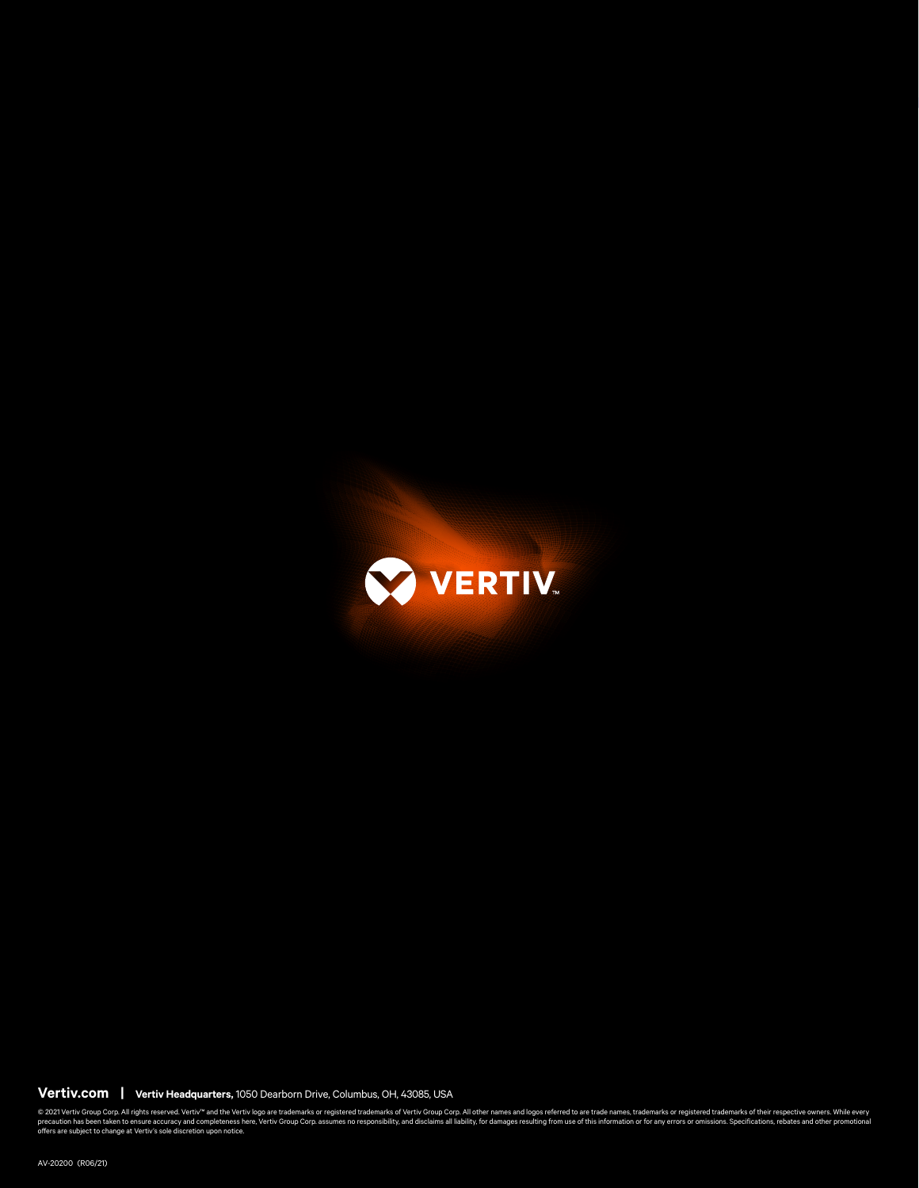VERTIV™

**Vertiv.com** | **Vertiv Headquarters,** 1050 Dearborn Drive, Columbus, OH, 43085, USA

© 2021 Vertiv Group Corp. All rights reserved. Vertiv™ and the Vertiv logo are trademarks or registered trademarks of Vertiv Group Corp. All other names and logos referred to are trade names, trademarks or registered trademarks of their respective owners. While every precaution has been taken to ensure accuracy and completeness here, Vertiv Group Corp. assumes no responsibility, and disclaims all liability, for damages resulting from use of this information or for any errors or omissions. Specifications, rebates and other promotional offers are subject to change at Vertiv's sole discretion upon notice.

AV-20200 (R06/21)